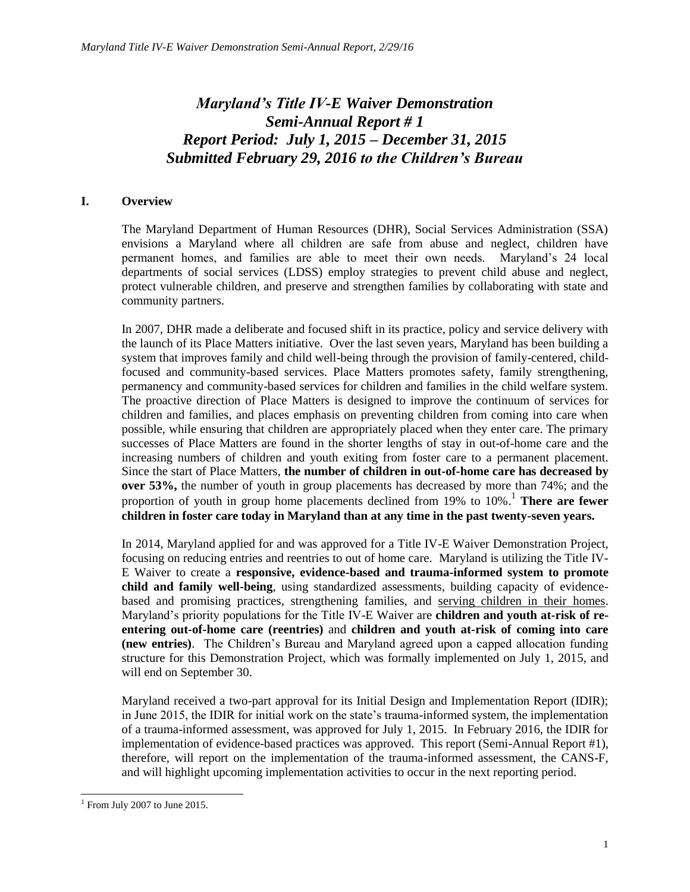# *Maryland's Title IV-E Waiver Demonstration Semi-Annual Report # 1 Report Period: July 1, 2015 – December 31, 2015 Submitted February 29, 2016 to the Children's Bureau*

## I. Overview

The Maryland Department of Human Resources (DHR), Social Services Administration (SSA) envisions a Maryland where all children are safe from abuse and neglect, children have permanent homes, and families are able to meet their own needs. Maryland's 24 local departments of social services (LDSS) employ strategies to prevent child abuse and neglect, protect vulnerable children, and preserve and strengthen families by collaborating with state and community partners.

In 2007, DHR made a deliberate and focused shift in its practice, policy and service delivery with the launch of its Place Matters initiative. Over the last seven years, Maryland has been building a system that improves family and child well-being through the provision of family-centered, child-focused and community-based services. Place Matters promotes safety, family strengthening, permanency and community-based services for children and families in the child welfare system. The proactive direction of Place Matters is designed to improve the continuum of services for children and families, and places emphasis on preventing children from coming into care when possible, while ensuring that children are appropriately placed when they enter care. The primary successes of Place Matters are found in the shorter lengths of stay in out-of-home care and the increasing numbers of children and youth exiting from foster care to a permanent placement. Since the start of Place Matters, **the number of children in out-of-home care has decreased by over 53%,** the number of youth in group placements has decreased by more than 74%; and the proportion of youth in group home placements declined from 19% to 10%.[1] **There are fewer children in foster care today in Maryland than at any time in the past twenty-seven years.**

In 2014, Maryland applied for and was approved for a Title IV-E Waiver Demonstration Project, focusing on reducing entries and reentries to out of home care. Maryland is utilizing the Title IV-E Waiver to create a **responsive, evidence-based and trauma-informed system to promote child and family well-being**, using standardized assessments, building capacity of evidence-based and promising practices, strengthening families, and <u>serving children in their homes</u>. Maryland's priority populations for the Title IV-E Waiver are **children and youth at-risk of re-entering out-of-home care (reentries)** and **children and youth at-risk of coming into care (new entries)**. The Children's Bureau and Maryland agreed upon a capped allocation funding structure for this Demonstration Project, which was formally implemented on July 1, 2015, and will end on September 30.

Maryland received a two-part approval for its Initial Design and Implementation Report (IDIR); in June 2015, the IDIR for initial work on the state's trauma-informed system, the implementation of a trauma-informed assessment, was approved for July 1, 2015. In February 2016, the IDIR for implementation of evidence-based practices was approved. This report (Semi-Annual Report #1), therefore, will report on the implementation of the trauma-informed assessment, the CANS-F, and will highlight upcoming implementation activities to occur in the next reporting period.

[1] From July 2007 to June 2015.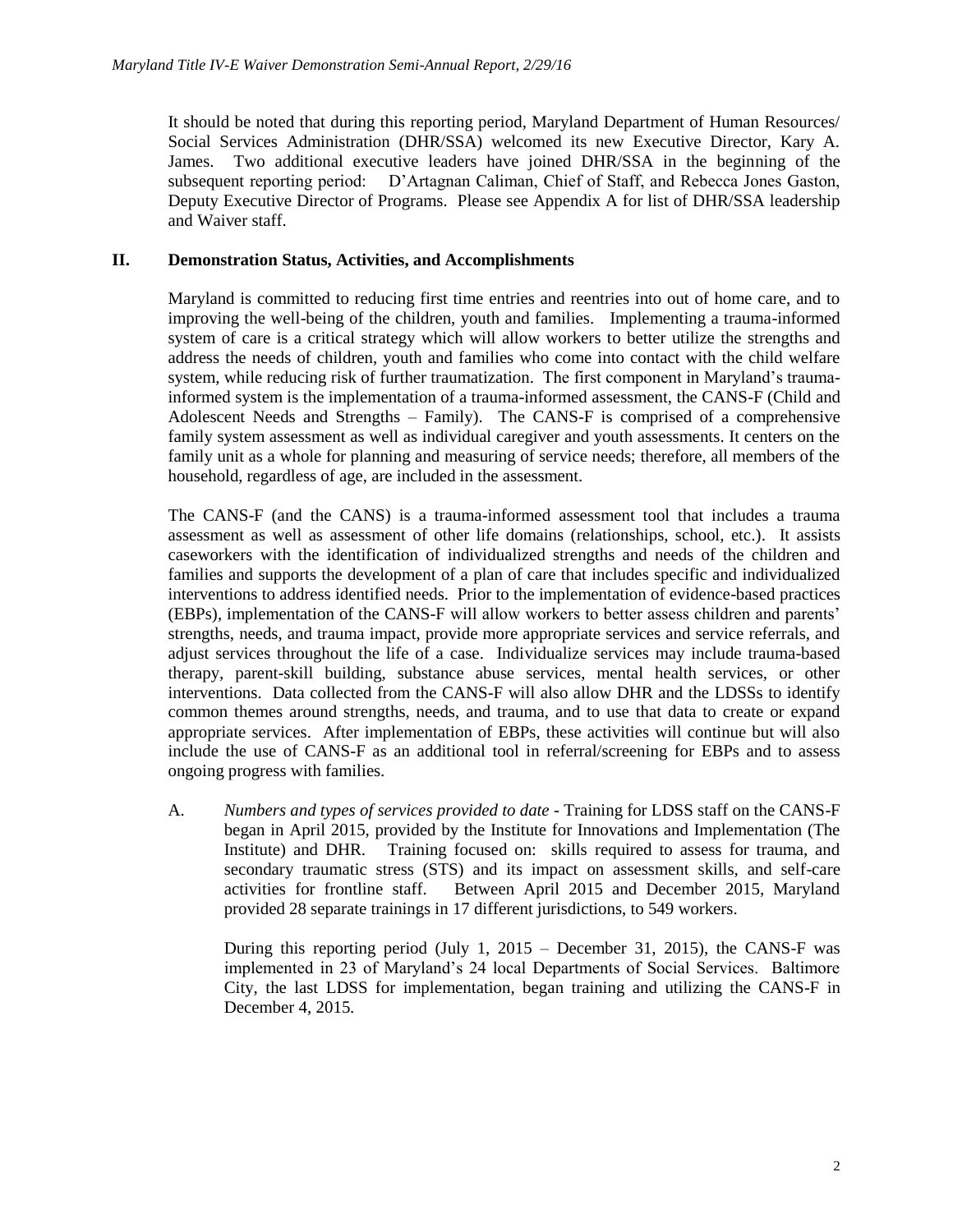It should be noted that during this reporting period, Maryland Department of Human Resources/ Social Services Administration (DHR/SSA) welcomed its new Executive Director, Kary A. James. Two additional executive leaders have joined DHR/SSA in the beginning of the subsequent reporting period: D'Artagnan Caliman, Chief of Staff, and Rebecca Jones Gaston, Deputy Executive Director of Programs. Please see Appendix A for list of DHR/SSA leadership and Waiver staff.

## II. Demonstration Status, Activities, and Accomplishments

Maryland is committed to reducing first time entries and reentries into out of home care, and to improving the well-being of the children, youth and families. Implementing a trauma-informed system of care is a critical strategy which will allow workers to better utilize the strengths and address the needs of children, youth and families who come into contact with the child welfare system, while reducing risk of further traumatization. The first component in Maryland's trauma-informed system is the implementation of a trauma-informed assessment, the CANS-F (Child and Adolescent Needs and Strengths – Family). The CANS-F is comprised of a comprehensive family system assessment as well as individual caregiver and youth assessments. It centers on the family unit as a whole for planning and measuring of service needs; therefore, all members of the household, regardless of age, are included in the assessment.

The CANS-F (and the CANS) is a trauma-informed assessment tool that includes a trauma assessment as well as assessment of other life domains (relationships, school, etc.). It assists caseworkers with the identification of individualized strengths and needs of the children and families and supports the development of a plan of care that includes specific and individualized interventions to address identified needs. Prior to the implementation of evidence-based practices (EBPs), implementation of the CANS-F will allow workers to better assess children and parents' strengths, needs, and trauma impact, provide more appropriate services and service referrals, and adjust services throughout the life of a case. Individualize services may include trauma-based therapy, parent-skill building, substance abuse services, mental health services, or other interventions. Data collected from the CANS-F will also allow DHR and the LDSSs to identify common themes around strengths, needs, and trauma, and to use that data to create or expand appropriate services. After implementation of EBPs, these activities will continue but will also include the use of CANS-F as an additional tool in referral/screening for EBPs and to assess ongoing progress with families.

A. *Numbers and types of services provided to date* - Training for LDSS staff on the CANS-F began in April 2015, provided by the Institute for Innovations and Implementation (The Institute) and DHR. Training focused on: skills required to assess for trauma, and secondary traumatic stress (STS) and its impact on assessment skills, and self-care activities for frontline staff. Between April 2015 and December 2015, Maryland provided 28 separate trainings in 17 different jurisdictions, to 549 workers.

   During this reporting period (July 1, 2015 – December 31, 2015), the CANS-F was implemented in 23 of Maryland's 24 local Departments of Social Services. Baltimore City, the last LDSS for implementation, began training and utilizing the CANS-F in December 4, 2015.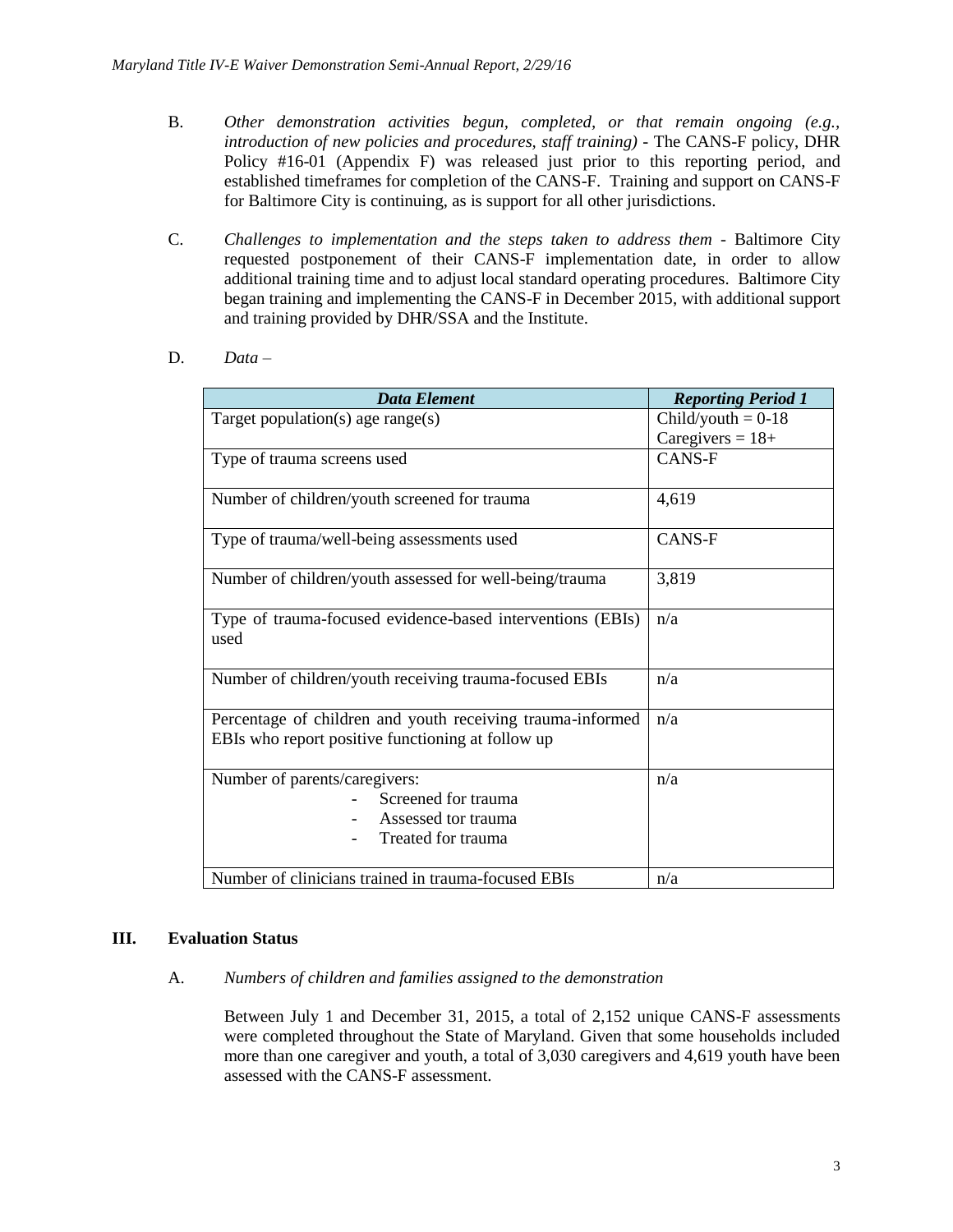B. *Other demonstration activities begun, completed, or that remain ongoing (e.g., introduction of new policies and procedures, staff training)* - The CANS-F policy, DHR Policy #16-01 (Appendix F) was released just prior to this reporting period, and established timeframes for completion of the CANS-F. Training and support on CANS-F for Baltimore City is continuing, as is support for all other jurisdictions.

C. *Challenges to implementation and the steps taken to address them* - Baltimore City requested postponement of their CANS-F implementation date, in order to allow additional training time and to adjust local standard operating procedures. Baltimore City began training and implementing the CANS-F in December 2015, with additional support and training provided by DHR/SSA and the Institute.

D. *Data* –

| ***Data Element*** | ***Reporting Period 1*** |
|---|---|
| Target population(s) age range(s) | Child/youth = 0-18<br>Caregivers = 18+ |
| Type of trauma screens used | CANS-F |
| Number of children/youth screened for trauma | 4,619 |
| Type of trauma/well-being assessments used | CANS-F |
| Number of children/youth assessed for well-being/trauma | 3,819 |
| Type of trauma-focused evidence-based interventions (EBIs) used | n/a |
| Number of children/youth receiving trauma-focused EBIs | n/a |
| Percentage of children and youth receiving trauma-informed EBIs who report positive functioning at follow up | n/a |
| Number of parents/caregivers:<br>- Screened for trauma<br>- Assessed tor trauma<br>- Treated for trauma | n/a |
| Number of clinicians trained in trauma-focused EBIs | n/a |

## III. Evaluation Status

A. *Numbers of children and families assigned to the demonstration*

Between July 1 and December 31, 2015, a total of 2,152 unique CANS-F assessments were completed throughout the State of Maryland. Given that some households included more than one caregiver and youth, a total of 3,030 caregivers and 4,619 youth have been assessed with the CANS-F assessment.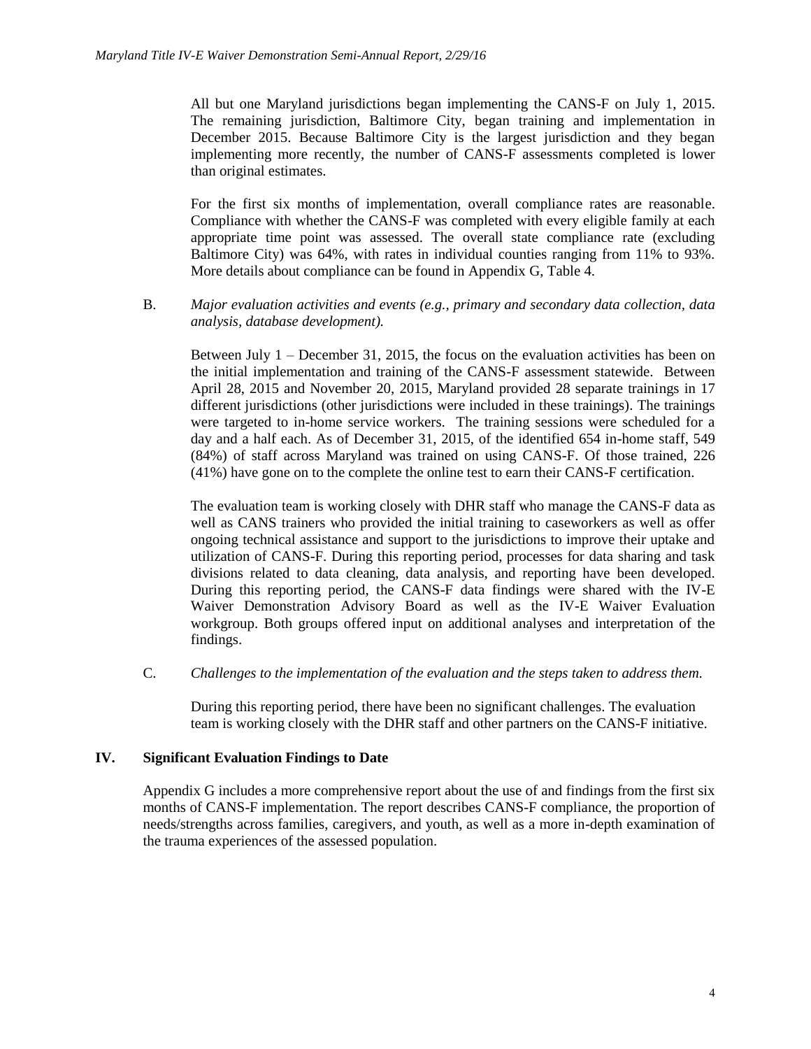All but one Maryland jurisdictions began implementing the CANS-F on July 1, 2015. The remaining jurisdiction, Baltimore City, began training and implementation in December 2015. Because Baltimore City is the largest jurisdiction and they began implementing more recently, the number of CANS-F assessments completed is lower than original estimates.

For the first six months of implementation, overall compliance rates are reasonable. Compliance with whether the CANS-F was completed with every eligible family at each appropriate time point was assessed. The overall state compliance rate (excluding Baltimore City) was 64%, with rates in individual counties ranging from 11% to 93%. More details about compliance can be found in Appendix G, Table 4.

B. *Major evaluation activities and events (e.g., primary and secondary data collection, data analysis, database development).*

Between July 1 – December 31, 2015, the focus on the evaluation activities has been on the initial implementation and training of the CANS-F assessment statewide. Between April 28, 2015 and November 20, 2015, Maryland provided 28 separate trainings in 17 different jurisdictions (other jurisdictions were included in these trainings). The trainings were targeted to in-home service workers. The training sessions were scheduled for a day and a half each. As of December 31, 2015, of the identified 654 in-home staff, 549 (84%) of staff across Maryland was trained on using CANS-F. Of those trained, 226 (41%) have gone on to the complete the online test to earn their CANS-F certification.

The evaluation team is working closely with DHR staff who manage the CANS-F data as well as CANS trainers who provided the initial training to caseworkers as well as offer ongoing technical assistance and support to the jurisdictions to improve their uptake and utilization of CANS-F. During this reporting period, processes for data sharing and task divisions related to data cleaning, data analysis, and reporting have been developed. During this reporting period, the CANS-F data findings were shared with the IV-E Waiver Demonstration Advisory Board as well as the IV-E Waiver Evaluation workgroup. Both groups offered input on additional analyses and interpretation of the findings.

C. *Challenges to the implementation of the evaluation and the steps taken to address them.*

During this reporting period, there have been no significant challenges. The evaluation team is working closely with the DHR staff and other partners on the CANS-F initiative.

## IV. Significant Evaluation Findings to Date

Appendix G includes a more comprehensive report about the use of and findings from the first six months of CANS-F implementation. The report describes CANS-F compliance, the proportion of needs/strengths across families, caregivers, and youth, as well as a more in-depth examination of the trauma experiences of the assessed population.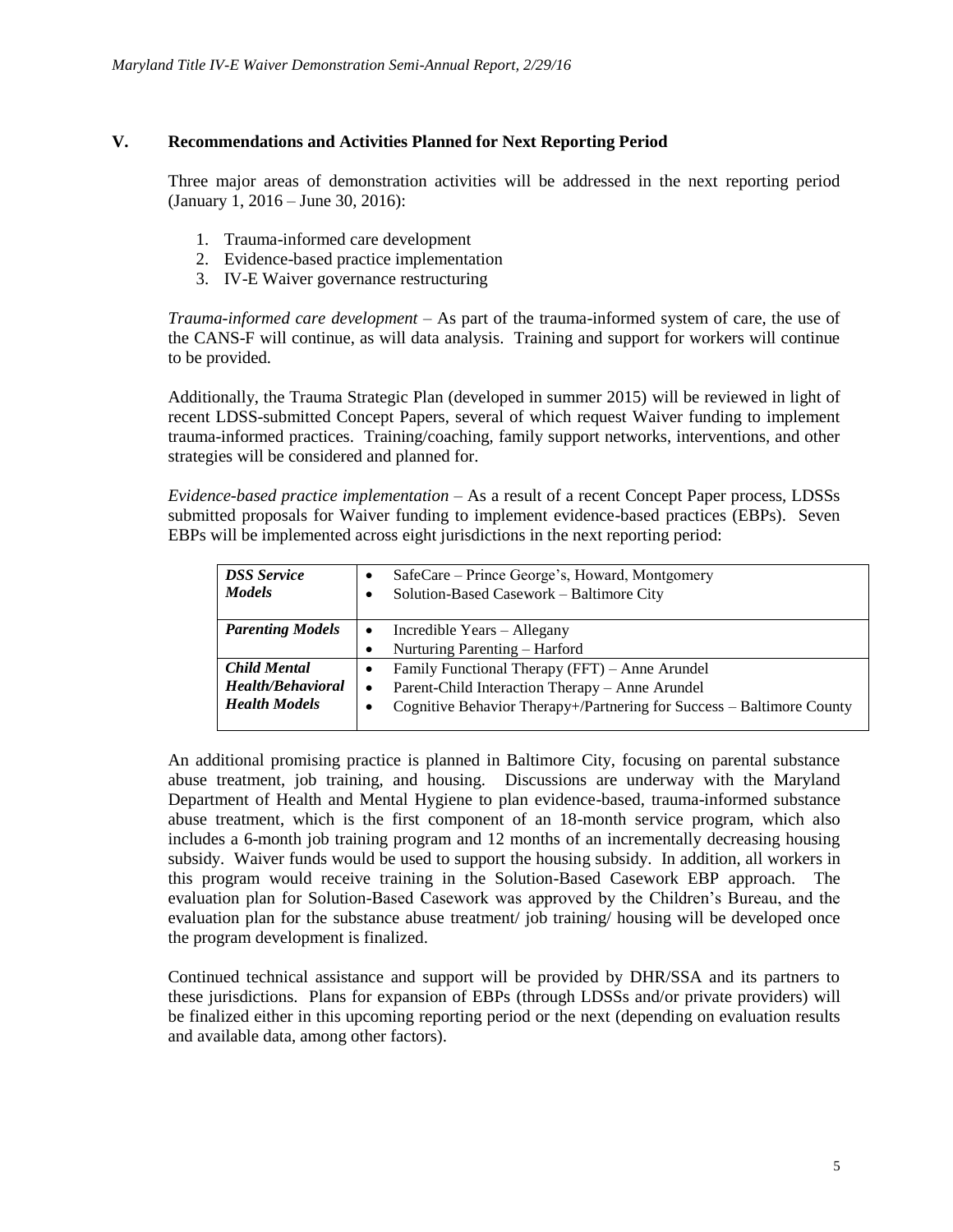## V. Recommendations and Activities Planned for Next Reporting Period

Three major areas of demonstration activities will be addressed in the next reporting period (January 1, 2016 – June 30, 2016):

1. Trauma-informed care development
2. Evidence-based practice implementation
3. IV-E Waiver governance restructuring

*Trauma-informed care development* – As part of the trauma-informed system of care, the use of the CANS-F will continue, as will data analysis. Training and support for workers will continue to be provided.

Additionally, the Trauma Strategic Plan (developed in summer 2015) will be reviewed in light of recent LDSS-submitted Concept Papers, several of which request Waiver funding to implement trauma-informed practices. Training/coaching, family support networks, interventions, and other strategies will be considered and planned for.

*Evidence-based practice implementation* – As a result of a recent Concept Paper process, LDSSs submitted proposals for Waiver funding to implement evidence-based practices (EBPs). Seven EBPs will be implemented across eight jurisdictions in the next reporting period:

| | |
|---|---|
| ***DSS Service Models*** | • SafeCare – Prince George's, Howard, Montgomery<br>• Solution-Based Casework – Baltimore City |
| ***Parenting Models*** | • Incredible Years – Allegany<br>• Nurturing Parenting – Harford |
| ***Child Mental Health/Behavioral Health Models*** | • Family Functional Therapy (FFT) – Anne Arundel<br>• Parent-Child Interaction Therapy – Anne Arundel<br>• Cognitive Behavior Therapy+/Partnering for Success – Baltimore County |

An additional promising practice is planned in Baltimore City, focusing on parental substance abuse treatment, job training, and housing. Discussions are underway with the Maryland Department of Health and Mental Hygiene to plan evidence-based, trauma-informed substance abuse treatment, which is the first component of an 18-month service program, which also includes a 6-month job training program and 12 months of an incrementally decreasing housing subsidy. Waiver funds would be used to support the housing subsidy. In addition, all workers in this program would receive training in the Solution-Based Casework EBP approach. The evaluation plan for Solution-Based Casework was approved by the Children's Bureau, and the evaluation plan for the substance abuse treatment/ job training/ housing will be developed once the program development is finalized.

Continued technical assistance and support will be provided by DHR/SSA and its partners to these jurisdictions. Plans for expansion of EBPs (through LDSSs and/or private providers) will be finalized either in this upcoming reporting period or the next (depending on evaluation results and available data, among other factors).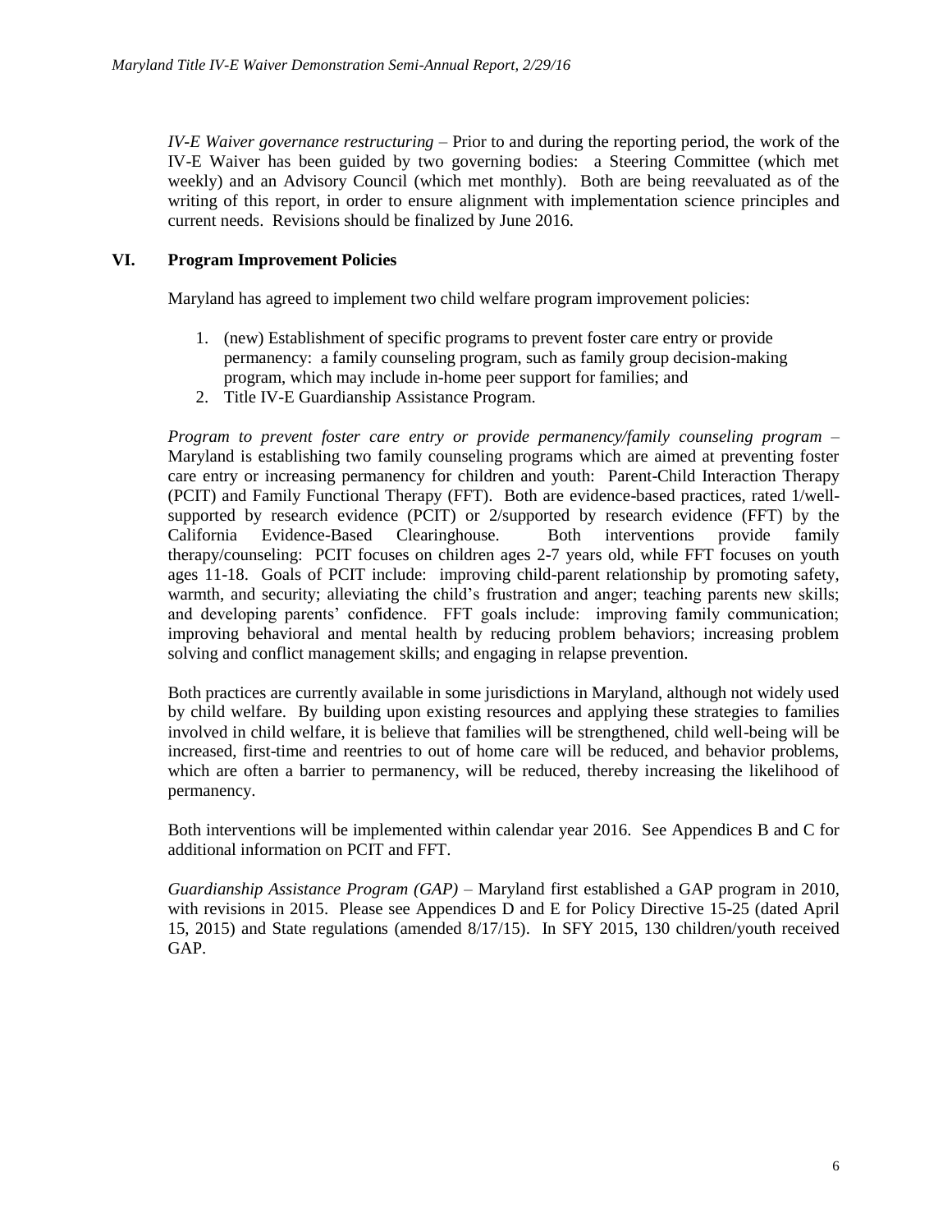*IV-E Waiver governance restructuring* – Prior to and during the reporting period, the work of the IV-E Waiver has been guided by two governing bodies: a Steering Committee (which met weekly) and an Advisory Council (which met monthly). Both are being reevaluated as of the writing of this report, in order to ensure alignment with implementation science principles and current needs. Revisions should be finalized by June 2016.

## VI. Program Improvement Policies

Maryland has agreed to implement two child welfare program improvement policies:

1. (new) Establishment of specific programs to prevent foster care entry or provide permanency: a family counseling program, such as family group decision-making program, which may include in-home peer support for families; and
2. Title IV-E Guardianship Assistance Program.

*Program to prevent foster care entry or provide permanency/family counseling program* – Maryland is establishing two family counseling programs which are aimed at preventing foster care entry or increasing permanency for children and youth: Parent-Child Interaction Therapy (PCIT) and Family Functional Therapy (FFT). Both are evidence-based practices, rated 1/well-supported by research evidence (PCIT) or 2/supported by research evidence (FFT) by the California Evidence-Based Clearinghouse. Both interventions provide family therapy/counseling: PCIT focuses on children ages 2-7 years old, while FFT focuses on youth ages 11-18. Goals of PCIT include: improving child-parent relationship by promoting safety, warmth, and security; alleviating the child's frustration and anger; teaching parents new skills; and developing parents' confidence. FFT goals include: improving family communication; improving behavioral and mental health by reducing problem behaviors; increasing problem solving and conflict management skills; and engaging in relapse prevention.

Both practices are currently available in some jurisdictions in Maryland, although not widely used by child welfare. By building upon existing resources and applying these strategies to families involved in child welfare, it is believe that families will be strengthened, child well-being will be increased, first-time and reentries to out of home care will be reduced, and behavior problems, which are often a barrier to permanency, will be reduced, thereby increasing the likelihood of permanency.

Both interventions will be implemented within calendar year 2016. See Appendices B and C for additional information on PCIT and FFT.

*Guardianship Assistance Program (GAP)* – Maryland first established a GAP program in 2010, with revisions in 2015. Please see Appendices D and E for Policy Directive 15-25 (dated April 15, 2015) and State regulations (amended 8/17/15). In SFY 2015, 130 children/youth received GAP.